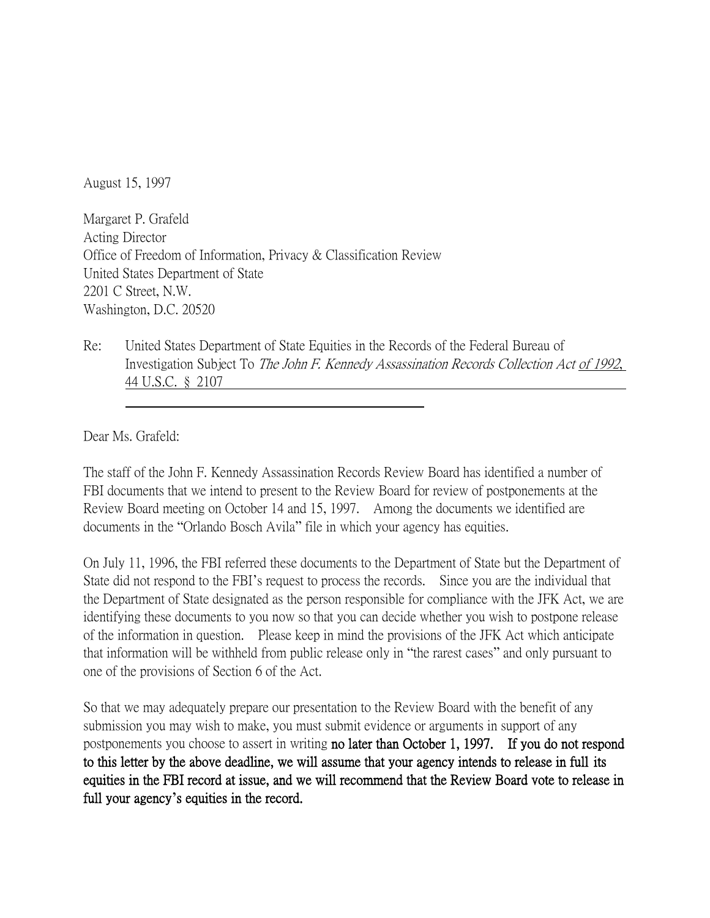August 15, 1997

Margaret P. Grafeld
Acting Director
Office of Freedom of Information, Privacy & Classification Review
United States Department of State
2201 C Street, N.W.
Washington, D.C. 20520

Re: United States Department of State Equities in the Records of the Federal Bureau of Investigation Subject To *The John F. Kennedy Assassination Records Collection Act* of 1992, 44 U.S.C. § 2107

Dear Ms. Grafeld:

The staff of the John F. Kennedy Assassination Records Review Board has identified a number of FBI documents that we intend to present to the Review Board for review of postponements at the Review Board meeting on October 14 and 15, 1997. Among the documents we identified are documents in the "Orlando Bosch Avila" file in which your agency has equities.

On July 11, 1996, the FBI referred these documents to the Department of State but the Department of State did not respond to the FBI's request to process the records. Since you are the individual that the Department of State designated as the person responsible for compliance with the JFK Act, we are identifying these documents to you now so that you can decide whether you wish to postpone release of the information in question. Please keep in mind the provisions of the JFK Act which anticipate that information will be withheld from public release only in "the rarest cases" and only pursuant to one of the provisions of Section 6 of the Act.

So that we may adequately prepare our presentation to the Review Board with the benefit of any submission you may wish to make, you must submit evidence or arguments in support of any postponements you choose to assert in writing **no later than October 1, 1997. If you do not respond to this letter by the above deadline, we will assume that your agency intends to release in full its equities in the FBI record at issue, and we will recommend that the Review Board vote to release in full your agency's equities in the record.**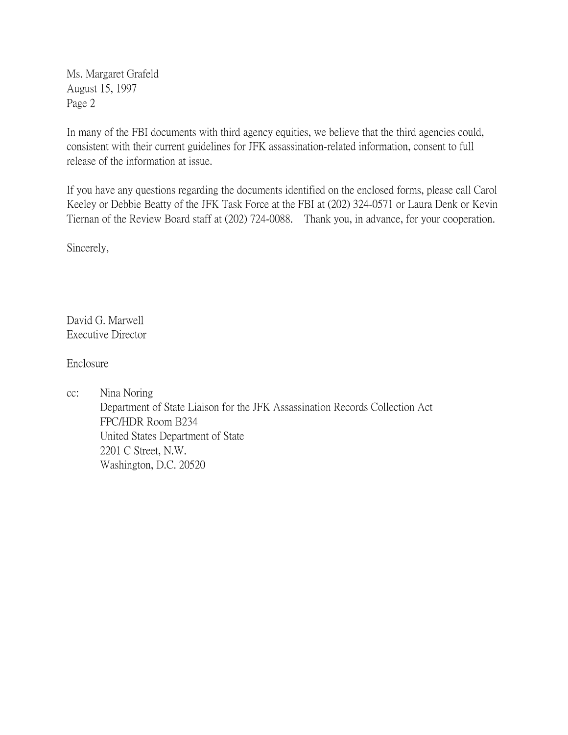Ms. Margaret Grafeld
August 15, 1997
Page 2

In many of the FBI documents with third agency equities, we believe that the third agencies could, consistent with their current guidelines for JFK assassination-related information, consent to full release of the information at issue.

If you have any questions regarding the documents identified on the enclosed forms, please call Carol Keeley or Debbie Beatty of the JFK Task Force at the FBI at (202) 324-0571 or Laura Denk or Kevin Tiernan of the Review Board staff at (202) 724-0088. Thank you, in advance, for your cooperation.

Sincerely,

David G. Marwell
Executive Director

Enclosure

cc: Nina Noring
Department of State Liaison for the JFK Assassination Records Collection Act
FPC/HDR Room B234
United States Department of State
2201 C Street, N.W.
Washington, D.C. 20520